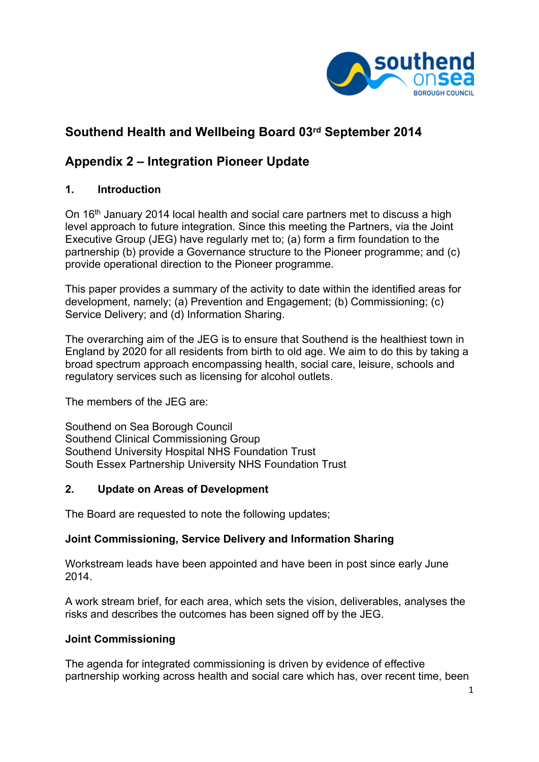## Southend Health and Wellbeing Board 03rd September 2014

## Appendix 2 – Integration Pioneer Update

### 1. Introduction

On 16th January 2014 local health and social care partners met to discuss a high level approach to future integration. Since this meeting the Partners, via the Joint Executive Group (JEG) have regularly met to; (a) form a firm foundation to the partnership (b) provide a Governance structure to the Pioneer programme; and (c) provide operational direction to the Pioneer programme.

This paper provides a summary of the activity to date within the identified areas for development, namely; (a) Prevention and Engagement; (b) Commissioning; (c) Service Delivery; and (d) Information Sharing.

The overarching aim of the JEG is to ensure that Southend is the healthiest town in England by 2020 for all residents from birth to old age. We aim to do this by taking a broad spectrum approach encompassing health, social care, leisure, schools and regulatory services such as licensing for alcohol outlets.

The members of the JEG are:

Southend on Sea Borough Council
Southend Clinical Commissioning Group
Southend University Hospital NHS Foundation Trust
South Essex Partnership University NHS Foundation Trust

### 2. Update on Areas of Development

The Board are requested to note the following updates;

**Joint Commissioning, Service Delivery and Information Sharing**

Workstream leads have been appointed and have been in post since early June 2014.

A work stream brief, for each area, which sets the vision, deliverables, analyses the risks and describes the outcomes has been signed off by the JEG.

**Joint Commissioning**

The agenda for integrated commissioning is driven by evidence of effective partnership working across health and social care which has, over recent time, been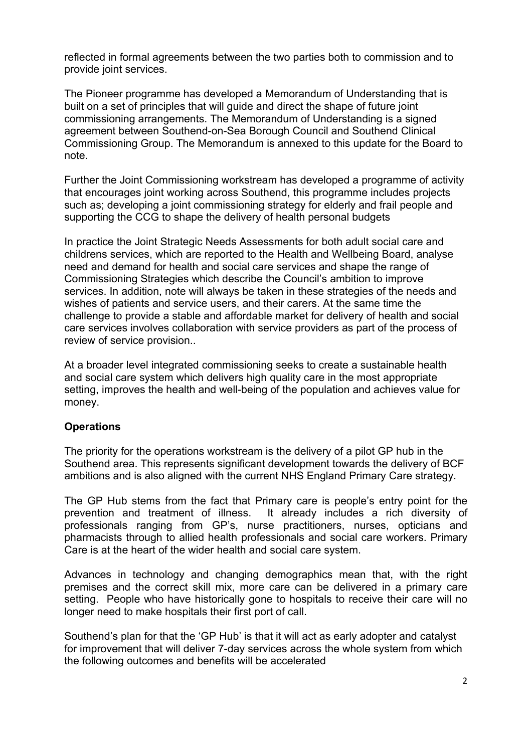reflected in formal agreements between the two parties both to commission and to provide joint services.

The Pioneer programme has developed a Memorandum of Understanding that is built on a set of principles that will guide and direct the shape of future joint commissioning arrangements. The Memorandum of Understanding is a signed agreement between Southend-on-Sea Borough Council and Southend Clinical Commissioning Group. The Memorandum is annexed to this update for the Board to note.

Further the Joint Commissioning workstream has developed a programme of activity that encourages joint working across Southend, this programme includes projects such as; developing a joint commissioning strategy for elderly and frail people and supporting the CCG to shape the delivery of health personal budgets

In practice the Joint Strategic Needs Assessments for both adult social care and childrens services, which are reported to the Health and Wellbeing Board, analyse need and demand for health and social care services and shape the range of Commissioning Strategies which describe the Council's ambition to improve services. In addition, note will always be taken in these strategies of the needs and wishes of patients and service users, and their carers. At the same time the challenge to provide a stable and affordable market for delivery of health and social care services involves collaboration with service providers as part of the process of review of service provision..

At a broader level integrated commissioning seeks to create a sustainable health and social care system which delivers high quality care in the most appropriate setting, improves the health and well-being of the population and achieves value for money.

**Operations**

The priority for the operations workstream is the delivery of a pilot GP hub in the Southend area. This represents significant development towards the delivery of BCF ambitions and is also aligned with the current NHS England Primary Care strategy.

The GP Hub stems from the fact that Primary care is people's entry point for the prevention and treatment of illness. It already includes a rich diversity of professionals ranging from GP's, nurse practitioners, nurses, opticians and pharmacists through to allied health professionals and social care workers. Primary Care is at the heart of the wider health and social care system.

Advances in technology and changing demographics mean that, with the right premises and the correct skill mix, more care can be delivered in a primary care setting. People who have historically gone to hospitals to receive their care will no longer need to make hospitals their first port of call.

Southend's plan for that the 'GP Hub' is that it will act as early adopter and catalyst for improvement that will deliver 7-day services across the whole system from which the following outcomes and benefits will be accelerated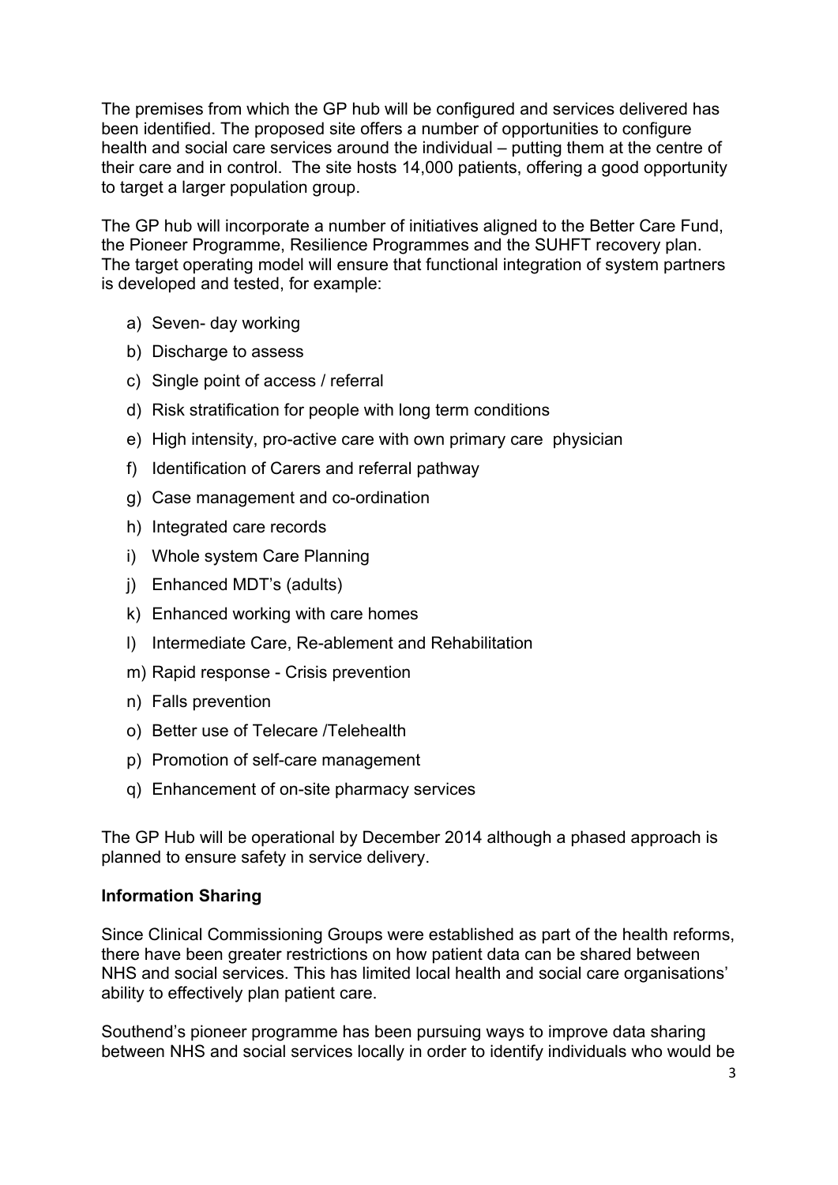The premises from which the GP hub will be configured and services delivered has been identified. The proposed site offers a number of opportunities to configure health and social care services around the individual – putting them at the centre of their care and in control. The site hosts 14,000 patients, offering a good opportunity to target a larger population group.

The GP hub will incorporate a number of initiatives aligned to the Better Care Fund, the Pioneer Programme, Resilience Programmes and the SUHFT recovery plan. The target operating model will ensure that functional integration of system partners is developed and tested, for example:

a) Seven- day working
b) Discharge to assess
c) Single point of access / referral
d) Risk stratification for people with long term conditions
e) High intensity, pro-active care with own primary care physician
f) Identification of Carers and referral pathway
g) Case management and co-ordination
h) Integrated care records
i) Whole system Care Planning
j) Enhanced MDT's (adults)
k) Enhanced working with care homes
l) Intermediate Care, Re-ablement and Rehabilitation
m) Rapid response - Crisis prevention
n) Falls prevention
o) Better use of Telecare /Telehealth
p) Promotion of self-care management
q) Enhancement of on-site pharmacy services

The GP Hub will be operational by December 2014 although a phased approach is planned to ensure safety in service delivery.

**Information Sharing**

Since Clinical Commissioning Groups were established as part of the health reforms, there have been greater restrictions on how patient data can be shared between NHS and social services. This has limited local health and social care organisations' ability to effectively plan patient care.

Southend's pioneer programme has been pursuing ways to improve data sharing between NHS and social services locally in order to identify individuals who would be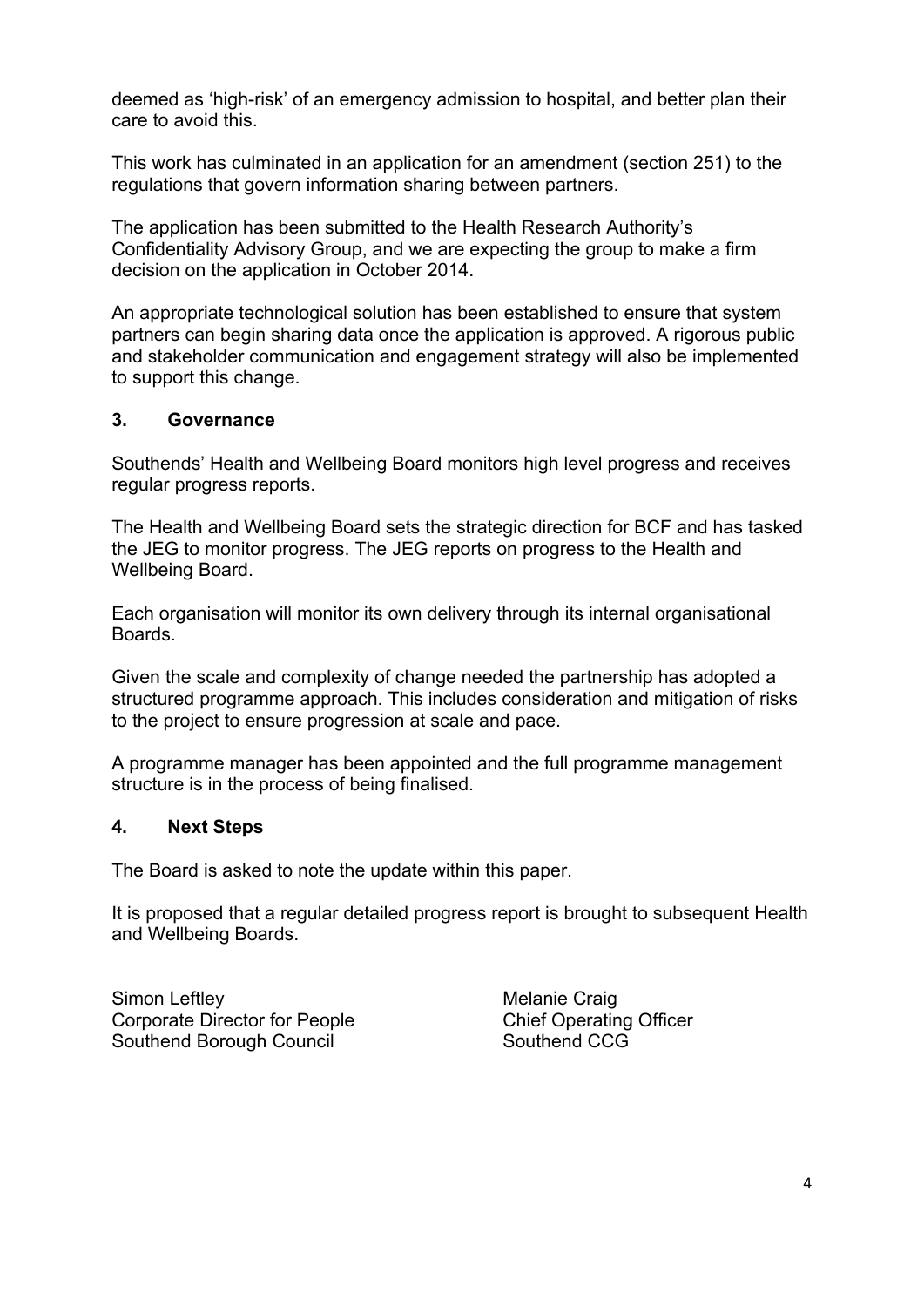deemed as 'high-risk' of an emergency admission to hospital, and better plan their care to avoid this.

This work has culminated in an application for an amendment (section 251) to the regulations that govern information sharing between partners.

The application has been submitted to the Health Research Authority's Confidentiality Advisory Group, and we are expecting the group to make a firm decision on the application in October 2014.

An appropriate technological solution has been established to ensure that system partners can begin sharing data once the application is approved. A rigorous public and stakeholder communication and engagement strategy will also be implemented to support this change.

## 3. Governance

Southends' Health and Wellbeing Board monitors high level progress and receives regular progress reports.

The Health and Wellbeing Board sets the strategic direction for BCF and has tasked the JEG to monitor progress. The JEG reports on progress to the Health and Wellbeing Board.

Each organisation will monitor its own delivery through its internal organisational Boards.

Given the scale and complexity of change needed the partnership has adopted a structured programme approach. This includes consideration and mitigation of risks to the project to ensure progression at scale and pace.

A programme manager has been appointed and the full programme management structure is in the process of being finalised.

## 4. Next Steps

The Board is asked to note the update within this paper.

It is proposed that a regular detailed progress report is brought to subsequent Health and Wellbeing Boards.

Simon Leftley
Corporate Director for People
Southend Borough Council

Melanie Craig
Chief Operating Officer
Southend CCG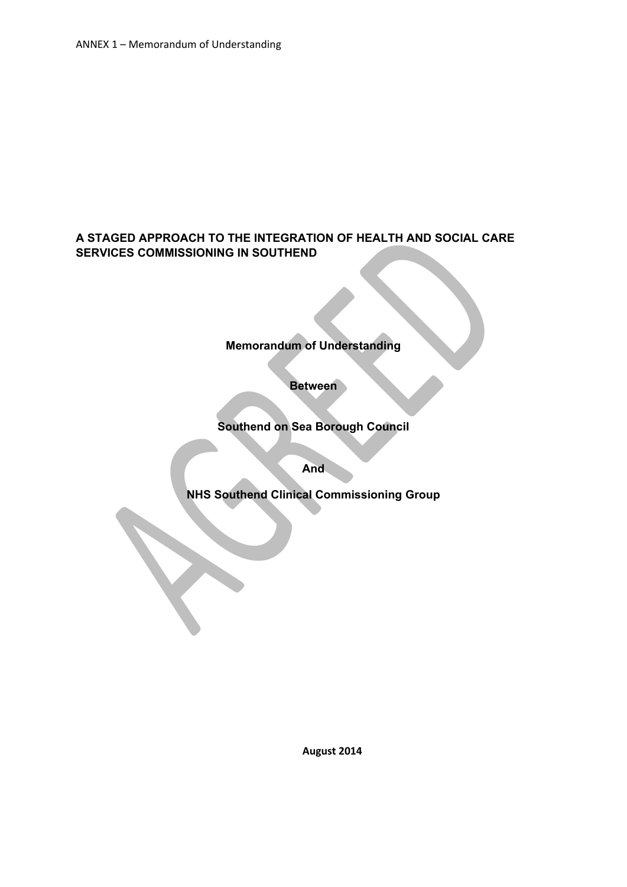ANNEX 1 – Memorandum of Understanding

# A STAGED APPROACH TO THE INTEGRATION OF HEALTH AND SOCIAL CARE SERVICES COMMISSIONING IN SOUTHEND

**Memorandum of Understanding**

**Between**

**Southend on Sea Borough Council**

**And**

**NHS Southend Clinical Commissioning Group**

AGREED

**August 2014**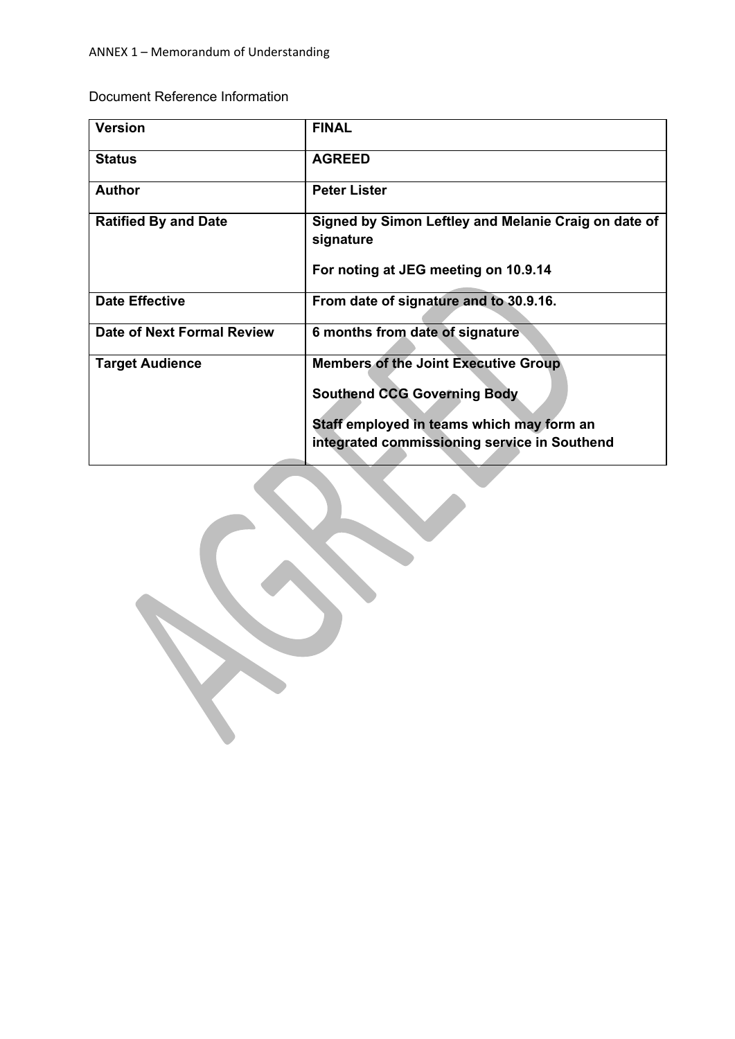ANNEX 1 – Memorandum of Understanding

Document Reference Information

| Version | FINAL |
|---|---|
| **Status** | **AGREED** |
| **Author** | **Peter Lister** |
| **Ratified By and Date** | **Signed by Simon Leftley and Melanie Craig on date of signature**<br><br>**For noting at JEG meeting on 10.9.14** |
| **Date Effective** | **From date of signature and to 30.9.16.** |
| **Date of Next Formal Review** | **6 months from date of signature** |
| **Target Audience** | **Members of the Joint Executive Group**<br><br>**Southend CCG Governing Body**<br><br>**Staff employed in teams which may form an integrated commissioning service in Southend** |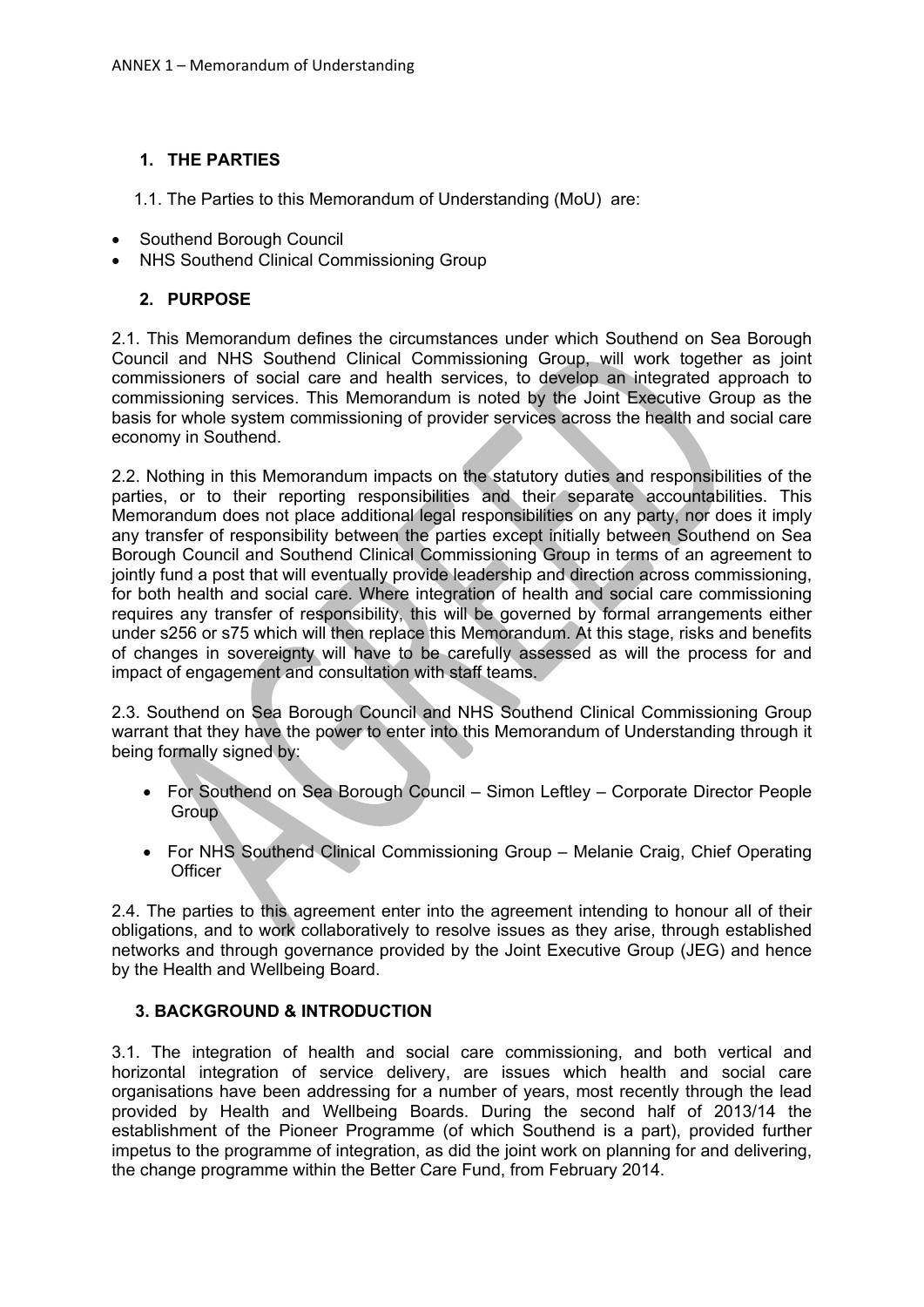ANNEX 1 – Memorandum of Understanding

## 1. THE PARTIES

1.1. The Parties to this Memorandum of Understanding (MoU) are:

- Southend Borough Council
- NHS Southend Clinical Commissioning Group

## 2. PURPOSE

2.1. This Memorandum defines the circumstances under which Southend on Sea Borough Council and NHS Southend Clinical Commissioning Group, will work together as joint commissioners of social care and health services, to develop an integrated approach to commissioning services. This Memorandum is noted by the Joint Executive Group as the basis for whole system commissioning of provider services across the health and social care economy in Southend.

2.2. Nothing in this Memorandum impacts on the statutory duties and responsibilities of the parties, or to their reporting responsibilities and their separate accountabilities. This Memorandum does not place additional legal responsibilities on any party, nor does it imply any transfer of responsibility between the parties except initially between Southend on Sea Borough Council and Southend Clinical Commissioning Group in terms of an agreement to jointly fund a post that will eventually provide leadership and direction across commissioning, for both health and social care. Where integration of health and social care commissioning requires any transfer of responsibility, this will be governed by formal arrangements either under s256 or s75 which will then replace this Memorandum. At this stage, risks and benefits of changes in sovereignty will have to be carefully assessed as will the process for and impact of engagement and consultation with staff teams.

2.3. Southend on Sea Borough Council and NHS Southend Clinical Commissioning Group warrant that they have the power to enter into this Memorandum of Understanding through it being formally signed by:

- For Southend on Sea Borough Council – Simon Leftley – Corporate Director People Group
- For NHS Southend Clinical Commissioning Group – Melanie Craig, Chief Operating Officer

2.4. The parties to this agreement enter into the agreement intending to honour all of their obligations, and to work collaboratively to resolve issues as they arise, through established networks and through governance provided by the Joint Executive Group (JEG) and hence by the Health and Wellbeing Board.

## 3. BACKGROUND & INTRODUCTION

3.1. The integration of health and social care commissioning, and both vertical and horizontal integration of service delivery, are issues which health and social care organisations have been addressing for a number of years, most recently through the lead provided by Health and Wellbeing Boards. During the second half of 2013/14 the establishment of the Pioneer Programme (of which Southend is a part), provided further impetus to the programme of integration, as did the joint work on planning for and delivering, the change programme within the Better Care Fund, from February 2014.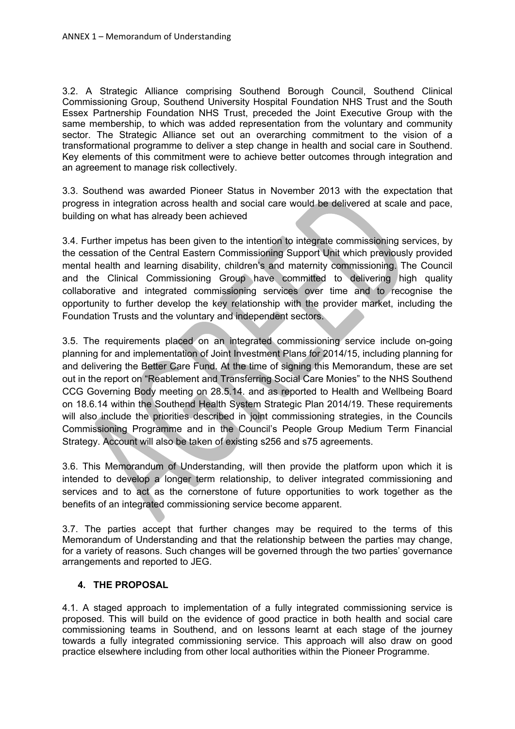3.2. A Strategic Alliance comprising Southend Borough Council, Southend Clinical Commissioning Group, Southend University Hospital Foundation NHS Trust and the South Essex Partnership Foundation NHS Trust, preceded the Joint Executive Group with the same membership, to which was added representation from the voluntary and community sector. The Strategic Alliance set out an overarching commitment to the vision of a transformational programme to deliver a step change in health and social care in Southend. Key elements of this commitment were to achieve better outcomes through integration and an agreement to manage risk collectively.

3.3. Southend was awarded Pioneer Status in November 2013 with the expectation that progress in integration across health and social care would be delivered at scale and pace, building on what has already been achieved

3.4. Further impetus has been given to the intention to integrate commissioning services, by the cessation of the Central Eastern Commissioning Support Unit which previously provided mental health and learning disability, children's and maternity commissioning. The Council and the Clinical Commissioning Group have committed to delivering high quality collaborative and integrated commissioning services over time and to recognise the opportunity to further develop the key relationship with the provider market, including the Foundation Trusts and the voluntary and independent sectors.

3.5. The requirements placed on an integrated commissioning service include on-going planning for and implementation of Joint Investment Plans for 2014/15, including planning for and delivering the Better Care Fund. At the time of signing this Memorandum, these are set out in the report on "Reablement and Transferring Social Care Monies" to the NHS Southend CCG Governing Body meeting on 28.5.14. and as reported to Health and Wellbeing Board on 18.6.14 within the Southend Health System Strategic Plan 2014/19. These requirements will also include the priorities described in joint commissioning strategies, in the Councils Commissioning Programme and in the Council's People Group Medium Term Financial Strategy. Account will also be taken of existing s256 and s75 agreements.

3.6. This Memorandum of Understanding, will then provide the platform upon which it is intended to develop a longer term relationship, to deliver integrated commissioning and services and to act as the cornerstone of future opportunities to work together as the benefits of an integrated commissioning service become apparent.

3.7. The parties accept that further changes may be required to the terms of this Memorandum of Understanding and that the relationship between the parties may change, for a variety of reasons. Such changes will be governed through the two parties' governance arrangements and reported to JEG.

## 4. THE PROPOSAL

4.1. A staged approach to implementation of a fully integrated commissioning service is proposed. This will build on the evidence of good practice in both health and social care commissioning teams in Southend, and on lessons learnt at each stage of the journey towards a fully integrated commissioning service. This approach will also draw on good practice elsewhere including from other local authorities within the Pioneer Programme.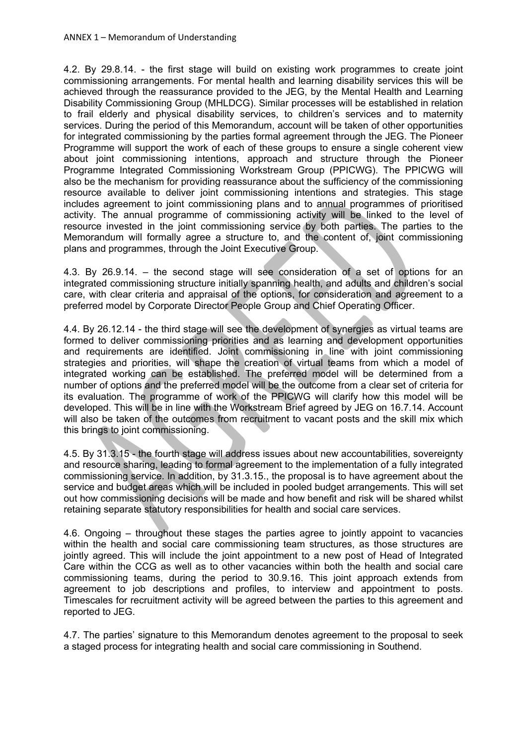4.2. By 29.8.14. - the first stage will build on existing work programmes to create joint commissioning arrangements. For mental health and learning disability services this will be achieved through the reassurance provided to the JEG, by the Mental Health and Learning Disability Commissioning Group (MHLDCG). Similar processes will be established in relation to frail elderly and physical disability services, to children's services and to maternity services. During the period of this Memorandum, account will be taken of other opportunities for integrated commissioning by the parties formal agreement through the JEG. The Pioneer Programme will support the work of each of these groups to ensure a single coherent view about joint commissioning intentions, approach and structure through the Pioneer Programme Integrated Commissioning Workstream Group (PPICWG). The PPICWG will also be the mechanism for providing reassurance about the sufficiency of the commissioning resource available to deliver joint commissioning intentions and strategies. This stage includes agreement to joint commissioning plans and to annual programmes of prioritised activity. The annual programme of commissioning activity will be linked to the level of resource invested in the joint commissioning service by both parties. The parties to the Memorandum will formally agree a structure to, and the content of, joint commissioning plans and programmes, through the Joint Executive Group.

4.3. By 26.9.14. – the second stage will see consideration of a set of options for an integrated commissioning structure initially spanning health, and adults and children's social care, with clear criteria and appraisal of the options, for consideration and agreement to a preferred model by Corporate Director People Group and Chief Operating Officer.

4.4. By 26.12.14 - the third stage will see the development of synergies as virtual teams are formed to deliver commissioning priorities and as learning and development opportunities and requirements are identified. Joint commissioning in line with joint commissioning strategies and priorities, will shape the creation of virtual teams from which a model of integrated working can be established. The preferred model will be determined from a number of options and the preferred model will be the outcome from a clear set of criteria for its evaluation. The programme of work of the PPICWG will clarify how this model will be developed. This will be in line with the Workstream Brief agreed by JEG on 16.7.14. Account will also be taken of the outcomes from recruitment to vacant posts and the skill mix which this brings to joint commissioning.

4.5. By 31.3.15 - the fourth stage will address issues about new accountabilities, sovereignty and resource sharing, leading to formal agreement to the implementation of a fully integrated commissioning service. In addition, by 31.3.15., the proposal is to have agreement about the service and budget areas which will be included in pooled budget arrangements. This will set out how commissioning decisions will be made and how benefit and risk will be shared whilst retaining separate statutory responsibilities for health and social care services.

4.6. Ongoing – throughout these stages the parties agree to jointly appoint to vacancies within the health and social care commissioning team structures, as those structures are jointly agreed. This will include the joint appointment to a new post of Head of Integrated Care within the CCG as well as to other vacancies within both the health and social care commissioning teams, during the period to 30.9.16. This joint approach extends from agreement to job descriptions and profiles, to interview and appointment to posts. Timescales for recruitment activity will be agreed between the parties to this agreement and reported to JEG.

4.7. The parties' signature to this Memorandum denotes agreement to the proposal to seek a staged process for integrating health and social care commissioning in Southend.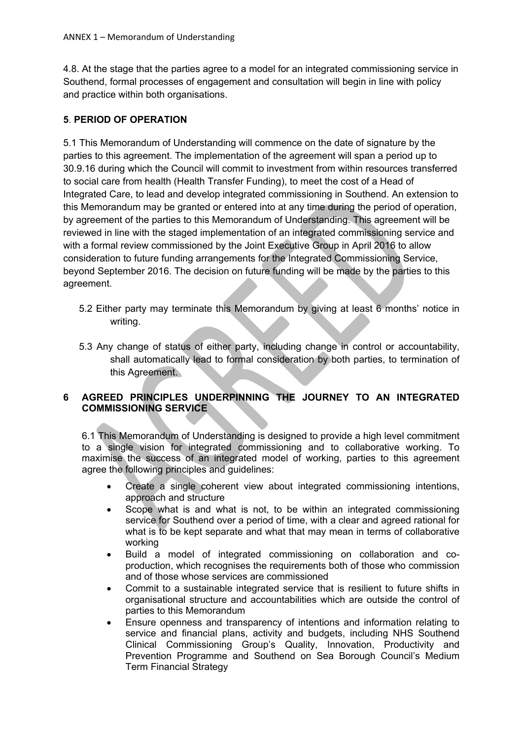4.8. At the stage that the parties agree to a model for an integrated commissioning service in Southend, formal processes of engagement and consultation will begin in line with policy and practice within both organisations.

## 5. PERIOD OF OPERATION

5.1 This Memorandum of Understanding will commence on the date of signature by the parties to this agreement. The implementation of the agreement will span a period up to 30.9.16 during which the Council will commit to investment from within resources transferred to social care from health (Health Transfer Funding), to meet the cost of a Head of Integrated Care, to lead and develop integrated commissioning in Southend. An extension to this Memorandum may be granted or entered into at any time during the period of operation, by agreement of the parties to this Memorandum of Understanding. This agreement will be reviewed in line with the staged implementation of an integrated commissioning service and with a formal review commissioned by the Joint Executive Group in April 2016 to allow consideration to future funding arrangements for the Integrated Commissioning Service, beyond September 2016. The decision on future funding will be made by the parties to this agreement.

5.2 Either party may terminate this Memorandum by giving at least 6 months' notice in writing.

5.3 Any change of status of either party, including change in control or accountability, shall automatically lead to formal consideration by both parties, to termination of this Agreement.

## 6 AGREED PRINCIPLES UNDERPINNING THE JOURNEY TO AN INTEGRATED COMMISSIONING SERVICE

6.1 This Memorandum of Understanding is designed to provide a high level commitment to a single vision for integrated commissioning and to collaborative working. To maximise the success of an integrated model of working, parties to this agreement agree the following principles and guidelines:

- Create a single coherent view about integrated commissioning intentions, approach and structure
- Scope what is and what is not, to be within an integrated commissioning service for Southend over a period of time, with a clear and agreed rational for what is to be kept separate and what that may mean in terms of collaborative working
- Build a model of integrated commissioning on collaboration and co-production, which recognises the requirements both of those who commission and of those whose services are commissioned
- Commit to a sustainable integrated service that is resilient to future shifts in organisational structure and accountabilities which are outside the control of parties to this Memorandum
- Ensure openness and transparency of intentions and information relating to service and financial plans, activity and budgets, including NHS Southend Clinical Commissioning Group's Quality, Innovation, Productivity and Prevention Programme and Southend on Sea Borough Council's Medium Term Financial Strategy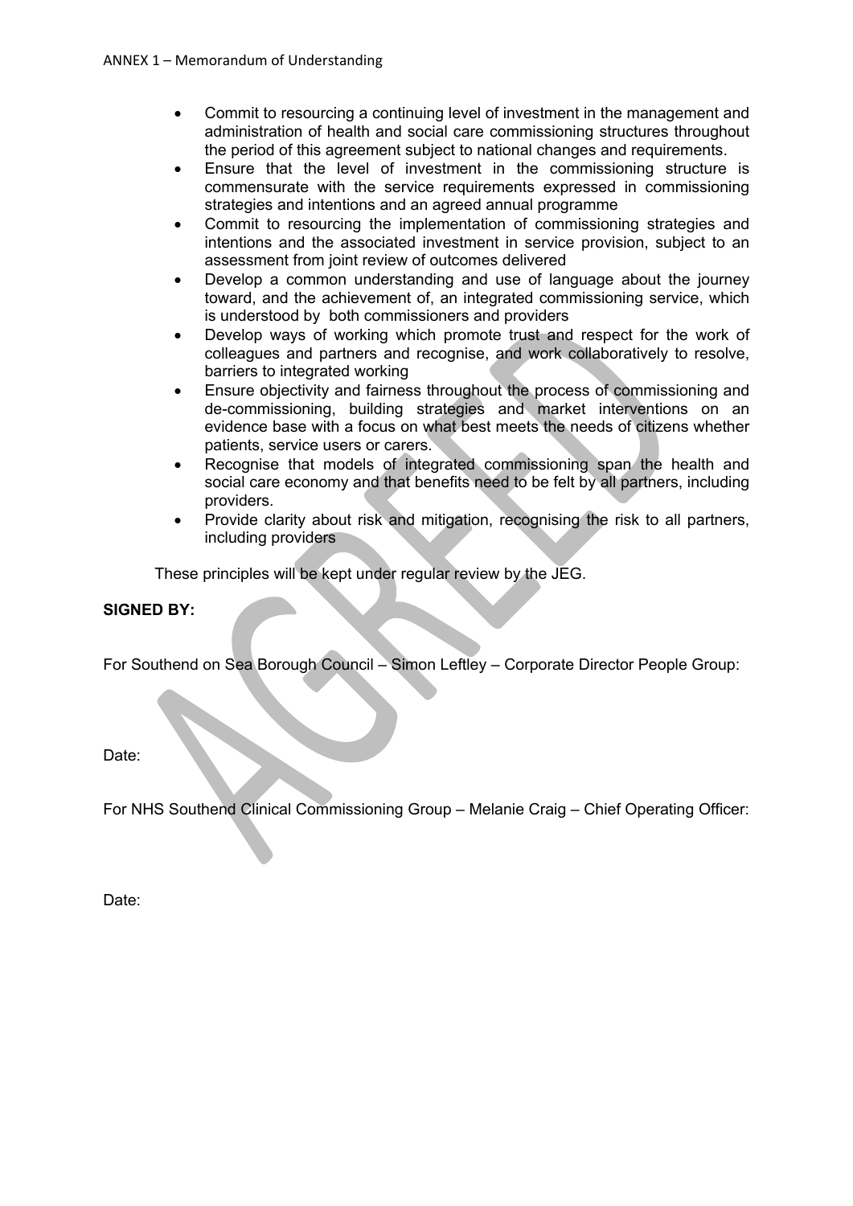- Commit to resourcing a continuing level of investment in the management and administration of health and social care commissioning structures throughout the period of this agreement subject to national changes and requirements.
- Ensure that the level of investment in the commissioning structure is commensurate with the service requirements expressed in commissioning strategies and intentions and an agreed annual programme
- Commit to resourcing the implementation of commissioning strategies and intentions and the associated investment in service provision, subject to an assessment from joint review of outcomes delivered
- Develop a common understanding and use of language about the journey toward, and the achievement of, an integrated commissioning service, which is understood by both commissioners and providers
- Develop ways of working which promote trust and respect for the work of colleagues and partners and recognise, and work collaboratively to resolve, barriers to integrated working
- Ensure objectivity and fairness throughout the process of commissioning and de-commissioning, building strategies and market interventions on an evidence base with a focus on what best meets the needs of citizens whether patients, service users or carers.
- Recognise that models of integrated commissioning span the health and social care economy and that benefits need to be felt by all partners, including providers.
- Provide clarity about risk and mitigation, recognising the risk to all partners, including providers

These principles will be kept under regular review by the JEG.

**SIGNED BY:**

For Southend on Sea Borough Council – Simon Leftley – Corporate Director People Group:

Date:

For NHS Southend Clinical Commissioning Group – Melanie Craig – Chief Operating Officer:

Date: